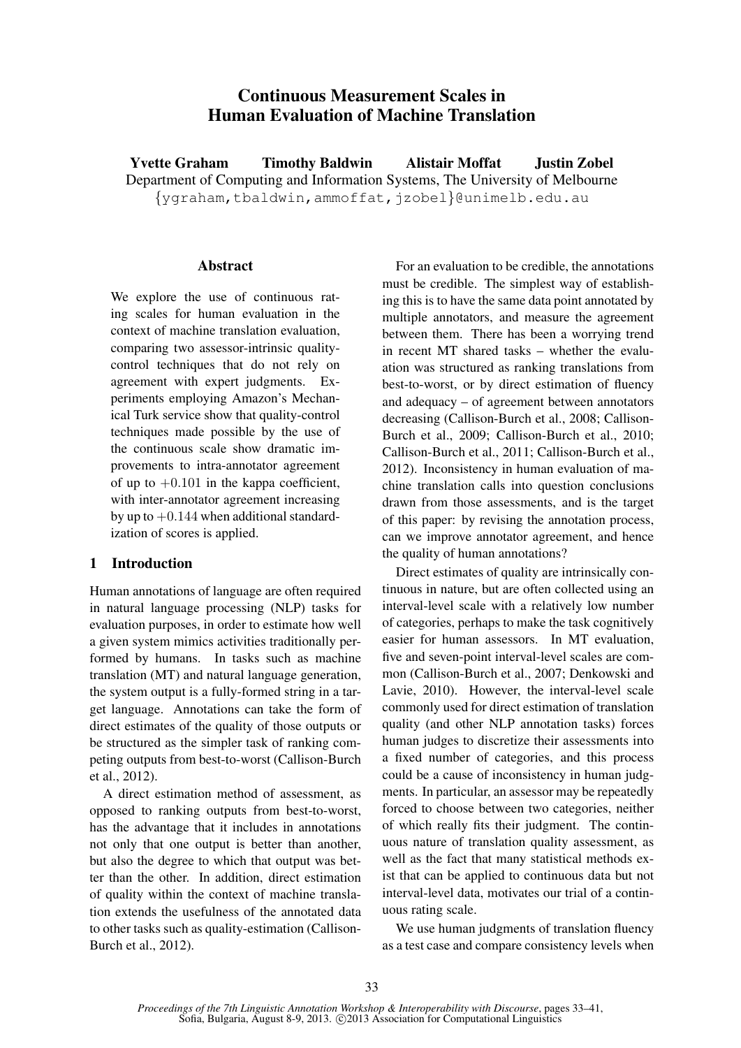# Continuous Measurement Scales in Human Evaluation of Machine Translation

**Yvette Graham Timothy Baldwin Alistair Moffat Justin Zobel**

Department of Computing and Information Systems, The University of Melbourne

{ygraham,tbaldwin,ammoffat,jzobel}@unimelb.edu.au

## Abstract

We explore the use of continuous rating scales for human evaluation in the context of machine translation evaluation, comparing two assessor-intrinsic quality-control techniques that do not rely on agreement with expert judgments. Experiments employing Amazon's Mechanical Turk service show that quality-control techniques made possible by the use of the continuous scale show dramatic improvements to intra-annotator agreement of up to $+0.101$ in the kappa coefficient, with inter-annotator agreement increasing by up to $+0.144$ when additional standardization of scores is applied.

## 1 Introduction

Human annotations of language are often required in natural language processing (NLP) tasks for evaluation purposes, in order to estimate how well a given system mimics activities traditionally performed by humans. In tasks such as machine translation (MT) and natural language generation, the system output is a fully-formed string in a target language. Annotations can take the form of direct estimates of the quality of those outputs or be structured as the simpler task of ranking competing outputs from best-to-worst (Callison-Burch et al., 2012).

A direct estimation method of assessment, as opposed to ranking outputs from best-to-worst, has the advantage that it includes in annotations not only that one output is better than another, but also the degree to which that output was better than the other. In addition, direct estimation of quality within the context of machine translation extends the usefulness of the annotated data to other tasks such as quality-estimation (Callison-Burch et al., 2012).

For an evaluation to be credible, the annotations must be credible. The simplest way of establishing this is to have the same data point annotated by multiple annotators, and measure the agreement between them. There has been a worrying trend in recent MT shared tasks – whether the evaluation was structured as ranking translations from best-to-worst, or by direct estimation of fluency and adequacy – of agreement between annotators decreasing (Callison-Burch et al., 2008; Callison-Burch et al., 2009; Callison-Burch et al., 2010; Callison-Burch et al., 2011; Callison-Burch et al., 2012). Inconsistency in human evaluation of machine translation calls into question conclusions drawn from those assessments, and is the target of this paper: by revising the annotation process, can we improve annotator agreement, and hence the quality of human annotations?

Direct estimates of quality are intrinsically continuous in nature, but are often collected using an interval-level scale with a relatively low number of categories, perhaps to make the task cognitively easier for human assessors. In MT evaluation, five and seven-point interval-level scales are common (Callison-Burch et al., 2007; Denkowski and Lavie, 2010). However, the interval-level scale commonly used for direct estimation of translation quality (and other NLP annotation tasks) forces human judges to discretize their assessments into a fixed number of categories, and this process could be a cause of inconsistency in human judgments. In particular, an assessor may be repeatedly forced to choose between two categories, neither of which really fits their judgment. The continuous nature of translation quality assessment, as well as the fact that many statistical methods exist that can be applied to continuous data but not interval-level data, motivates our trial of a continuous rating scale.

We use human judgments of translation fluency as a test case and compare consistency levels when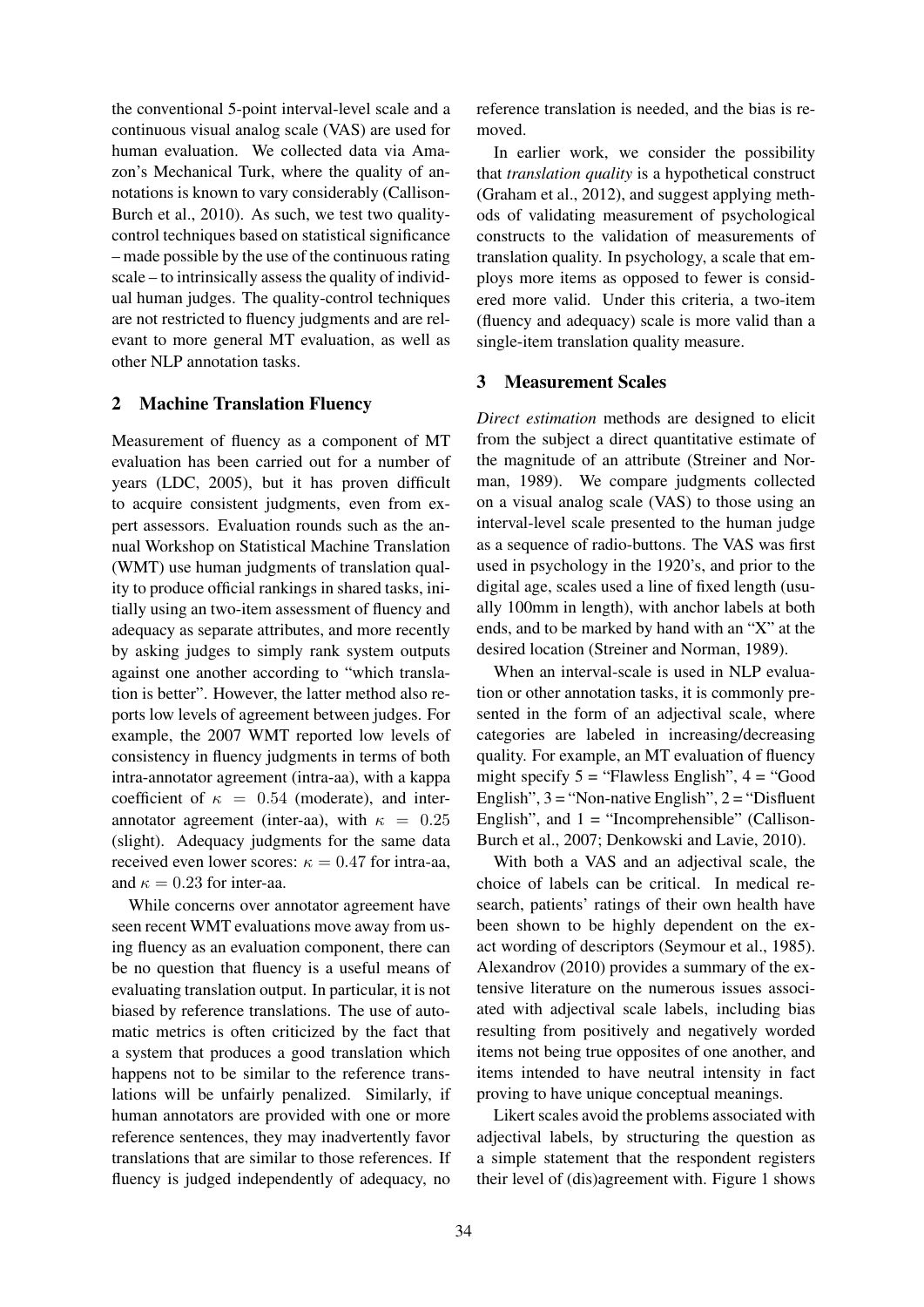the conventional 5-point interval-level scale and a continuous visual analog scale (VAS) are used for human evaluation. We collected data via Amazon's Mechanical Turk, where the quality of annotations is known to vary considerably (Callison-Burch et al., 2010). As such, we test two quality-control techniques based on statistical significance – made possible by the use of the continuous rating scale – to intrinsically assess the quality of individual human judges. The quality-control techniques are not restricted to fluency judgments and are relevant to more general MT evaluation, as well as other NLP annotation tasks.

## 2 Machine Translation Fluency

Measurement of fluency as a component of MT evaluation has been carried out for a number of years (LDC, 2005), but it has proven difficult to acquire consistent judgments, even from expert assessors. Evaluation rounds such as the annual Workshop on Statistical Machine Translation (WMT) use human judgments of translation quality to produce official rankings in shared tasks, initially using an two-item assessment of fluency and adequacy as separate attributes, and more recently by asking judges to simply rank system outputs against one another according to "which translation is better". However, the latter method also reports low levels of agreement between judges. For example, the 2007 WMT reported low levels of consistency in fluency judgments in terms of both intra-annotator agreement (intra-aa), with a kappa coefficient of $\kappa = 0.54$ (moderate), and inter-annotator agreement (inter-aa), with $\kappa = 0.25$ (slight). Adequacy judgments for the same data received even lower scores: $\kappa = 0.47$ for intra-aa, and $\kappa = 0.23$ for inter-aa.

While concerns over annotator agreement have seen recent WMT evaluations move away from using fluency as an evaluation component, there can be no question that fluency is a useful means of evaluating translation output. In particular, it is not biased by reference translations. The use of automatic metrics is often criticized by the fact that a system that produces a good translation which happens not to be similar to the reference translations will be unfairly penalized. Similarly, if human annotators are provided with one or more reference sentences, they may inadvertently favor translations that are similar to those references. If fluency is judged independently of adequacy, no reference translation is needed, and the bias is removed.

In earlier work, we consider the possibility that *translation quality* is a hypothetical construct (Graham et al., 2012), and suggest applying methods of validating measurement of psychological constructs to the validation of measurements of translation quality. In psychology, a scale that employs more items as opposed to fewer is considered more valid. Under this criteria, a two-item (fluency and adequacy) scale is more valid than a single-item translation quality measure.

## 3 Measurement Scales

*Direct estimation* methods are designed to elicit from the subject a direct quantitative estimate of the magnitude of an attribute (Streiner and Norman, 1989). We compare judgments collected on a visual analog scale (VAS) to those using an interval-level scale presented to the human judge as a sequence of radio-buttons. The VAS was first used in psychology in the 1920's, and prior to the digital age, scales used a line of fixed length (usually 100mm in length), with anchor labels at both ends, and to be marked by hand with an "X" at the desired location (Streiner and Norman, 1989).

When an interval-scale is used in NLP evaluation or other annotation tasks, it is commonly presented in the form of an adjectival scale, where categories are labeled in increasing/decreasing quality. For example, an MT evaluation of fluency might specify 5 = "Flawless English", 4 = "Good English", 3 = "Non-native English", 2 = "Disfluent English", and 1 = "Incomprehensible" (Callison-Burch et al., 2007; Denkowski and Lavie, 2010).

With both a VAS and an adjectival scale, the choice of labels can be critical. In medical research, patients' ratings of their own health have been shown to be highly dependent on the exact wording of descriptors (Seymour et al., 1985). Alexandrov (2010) provides a summary of the extensive literature on the numerous issues associated with adjectival scale labels, including bias resulting from positively and negatively worded items not being true opposites of one another, and items intended to have neutral intensity in fact proving to have unique conceptual meanings.

Likert scales avoid the problems associated with adjectival labels, by structuring the question as a simple statement that the respondent registers their level of (dis)agreement with. Figure 1 shows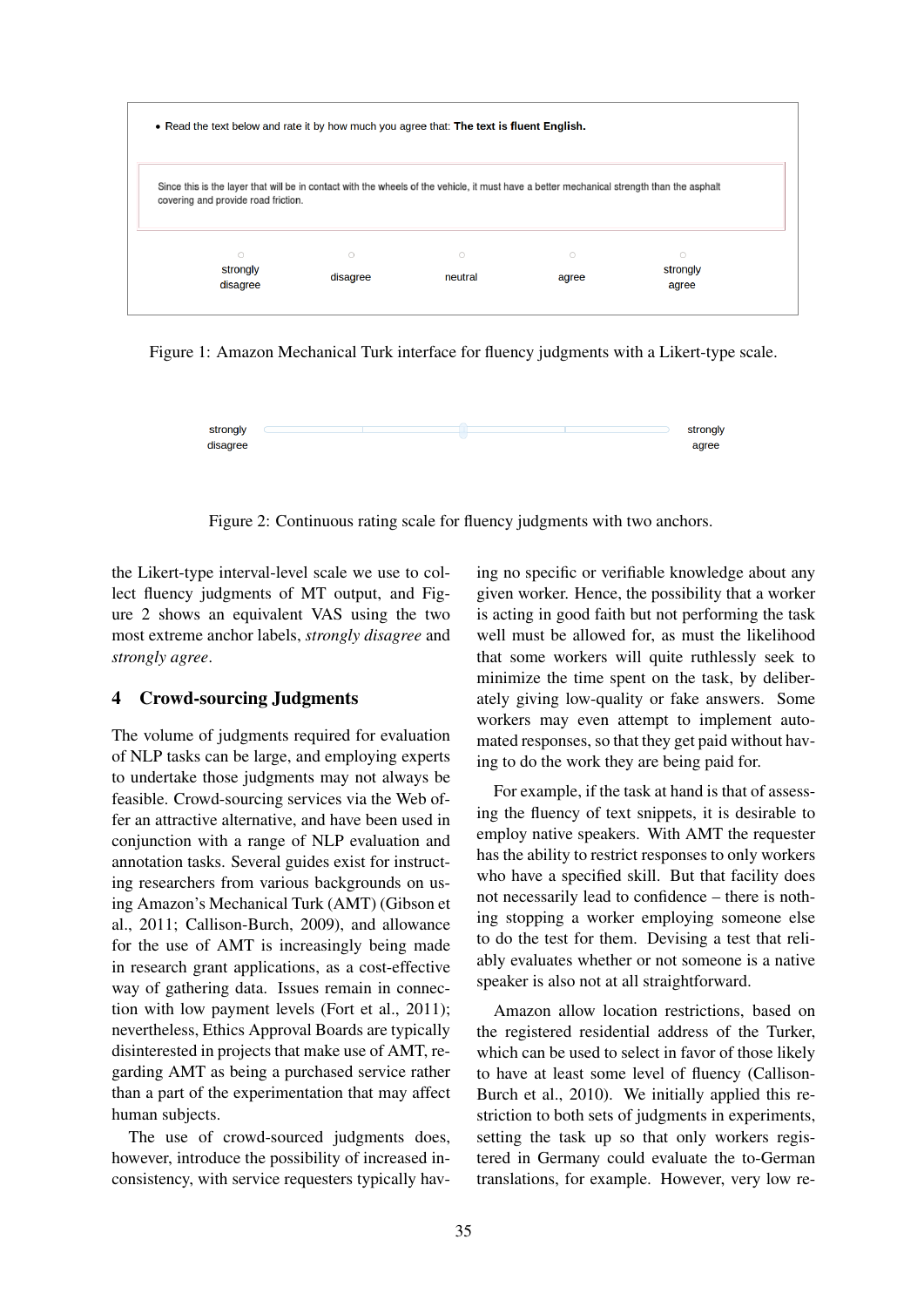- Read the text below and rate it by how much you agree that: **The text is fluent English.**

Since this is the layer that will be in contact with the wheels of the vehicle, it must have a better mechanical strength than the asphalt covering and provide road friction.

| strongly disagree | disagree | neutral | agree | strongly agree |
|---|---|---|---|---|

Figure 1: Amazon Mechanical Turk interface for fluency judgments with a Likert-type scale.

strongly disagree — strongly agree

Figure 2: Continuous rating scale for fluency judgments with two anchors.

the Likert-type interval-level scale we use to collect fluency judgments of MT output, and Figure 2 shows an equivalent VAS using the two most extreme anchor labels, *strongly disagree* and *strongly agree*.

## 4 Crowd-sourcing Judgments

The volume of judgments required for evaluation of NLP tasks can be large, and employing experts to undertake those judgments may not always be feasible. Crowd-sourcing services via the Web offer an attractive alternative, and have been used in conjunction with a range of NLP evaluation and annotation tasks. Several guides exist for instructing researchers from various backgrounds on using Amazon's Mechanical Turk (AMT) (Gibson et al., 2011; Callison-Burch, 2009), and allowance for the use of AMT is increasingly being made in research grant applications, as a cost-effective way of gathering data. Issues remain in connection with low payment levels (Fort et al., 2011); nevertheless, Ethics Approval Boards are typically disinterested in projects that make use of AMT, regarding AMT as being a purchased service rather than a part of the experimentation that may affect human subjects.

The use of crowd-sourced judgments does, however, introduce the possibility of increased inconsistency, with service requesters typically having no specific or verifiable knowledge about any given worker. Hence, the possibility that a worker is acting in good faith but not performing the task well must be allowed for, as must the likelihood that some workers will quite ruthlessly seek to minimize the time spent on the task, by deliberately giving low-quality or fake answers. Some workers may even attempt to implement automated responses, so that they get paid without having to do the work they are being paid for.

For example, if the task at hand is that of assessing the fluency of text snippets, it is desirable to employ native speakers. With AMT the requester has the ability to restrict responses to only workers who have a specified skill. But that facility does not necessarily lead to confidence – there is nothing stopping a worker employing someone else to do the test for them. Devising a test that reliably evaluates whether or not someone is a native speaker is also not at all straightforward.

Amazon allow location restrictions, based on the registered residential address of the Turker, which can be used to select in favor of those likely to have at least some level of fluency (Callison-Burch et al., 2010). We initially applied this restriction to both sets of judgments in experiments, setting the task up so that only workers registered in Germany could evaluate the to-German translations, for example. However, very low re-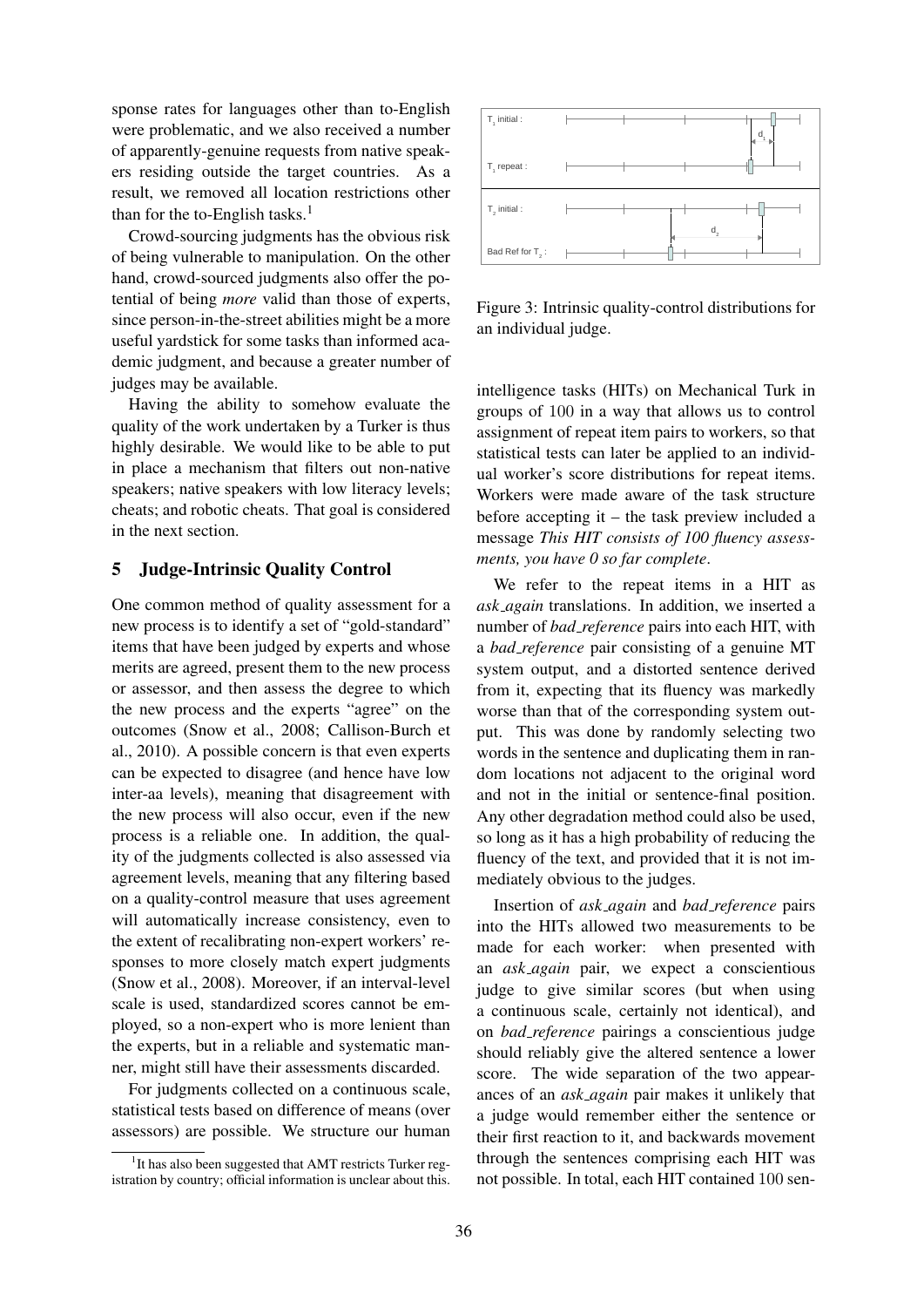sponse rates for languages other than to-English were problematic, and we also received a number of apparently-genuine requests from native speakers residing outside the target countries. As a result, we removed all location restrictions other than for the to-English tasks.[1]

Crowd-sourcing judgments has the obvious risk of being vulnerable to manipulation. On the other hand, crowd-sourced judgments also offer the potential of being *more* valid than those of experts, since person-in-the-street abilities might be a more useful yardstick for some tasks than informed academic judgment, and because a greater number of judges may be available.

Having the ability to somehow evaluate the quality of the work undertaken by a Turker is thus highly desirable. We would like to be able to put in place a mechanism that filters out non-native speakers; native speakers with low literacy levels; cheats; and robotic cheats. That goal is considered in the next section.

## 5 Judge-Intrinsic Quality Control

One common method of quality assessment for a new process is to identify a set of "gold-standard" items that have been judged by experts and whose merits are agreed, present them to the new process or assessor, and then assess the degree to which the new process and the experts "agree" on the outcomes (Snow et al., 2008; Callison-Burch et al., 2010). A possible concern is that even experts can be expected to disagree (and hence have low inter-aa levels), meaning that disagreement with the new process will also occur, even if the new process is a reliable one. In addition, the quality of the judgments collected is also assessed via agreement levels, meaning that any filtering based on a quality-control measure that uses agreement will automatically increase consistency, even to the extent of recalibrating non-expert workers' responses to more closely match expert judgments (Snow et al., 2008). Moreover, if an interval-level scale is used, standardized scores cannot be employed, so a non-expert who is more lenient than the experts, but in a reliable and systematic manner, might still have their assessments discarded.

For judgments collected on a continuous scale, statistical tests based on difference of means (over assessors) are possible. We structure our human intelligence tasks (HITs) on Mechanical Turk in groups of 100 in a way that allows us to control assignment of repeat item pairs to workers, so that statistical tests can later be applied to an individual worker's score distributions for repeat items. Workers were made aware of the task structure before accepting it – the task preview included a message *This HIT consists of 100 fluency assessments, you have 0 so far complete*.

Figure 3: Intrinsic quality-control distributions for an individual judge.

We refer to the repeat items in a HIT as *ask_again* translations. In addition, we inserted a number of *bad_reference* pairs into each HIT, with a *bad_reference* pair consisting of a genuine MT system output, and a distorted sentence derived from it, expecting that its fluency was markedly worse than that of the corresponding system output. This was done by randomly selecting two words in the sentence and duplicating them in random locations not adjacent to the original word and not in the initial or sentence-final position. Any other degradation method could also be used, so long as it has a high probability of reducing the fluency of the text, and provided that it is not immediately obvious to the judges.

Insertion of *ask_again* and *bad_reference* pairs into the HITs allowed two measurements to be made for each worker: when presented with an *ask_again* pair, we expect a conscientious judge to give similar scores (but when using a continuous scale, certainly not identical), and on *bad_reference* pairings a conscientious judge should reliably give the altered sentence a lower score. The wide separation of the two appearances of an *ask_again* pair makes it unlikely that a judge would remember either the sentence or their first reaction to it, and backwards movement through the sentences comprising each HIT was not possible. In total, each HIT contained 100 sen-

[1] It has also been suggested that AMT restricts Turker registration by country; official information is unclear about this.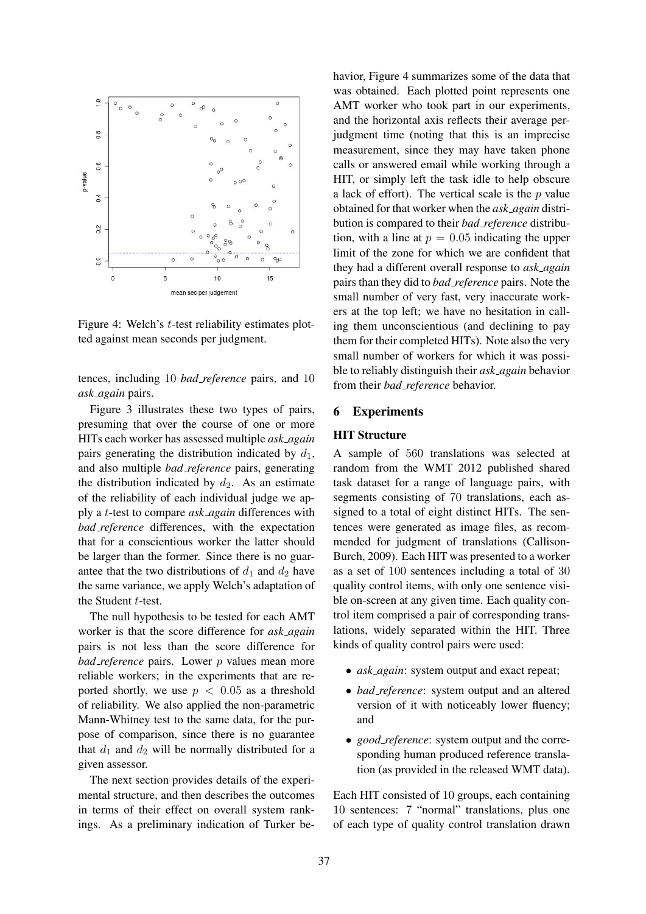Figure 4: Welch's $t$-test reliability estimates plotted against mean seconds per judgment.

tences, including 10 *bad_reference* pairs, and 10 *ask_again* pairs.

Figure 3 illustrates these two types of pairs, presuming that over the course of one or more HITs each worker has assessed multiple *ask_again* pairs generating the distribution indicated by $d_1$, and also multiple *bad_reference* pairs, generating the distribution indicated by $d_2$. As an estimate of the reliability of each individual judge we apply a $t$-test to compare *ask_again* differences with *bad_reference* differences, with the expectation that for a conscientious worker the latter should be larger than the former. Since there is no guarantee that the two distributions of $d_1$ and $d_2$ have the same variance, we apply Welch's adaptation of the Student $t$-test.

The null hypothesis to be tested for each AMT worker is that the score difference for *ask_again* pairs is not less than the score difference for *bad_reference* pairs. Lower $p$ values mean more reliable workers; in the experiments that are reported shortly, we use $p < 0.05$ as a threshold of reliability. We also applied the non-parametric Mann-Whitney test to the same data, for the purpose of comparison, since there is no guarantee that $d_1$ and $d_2$ will be normally distributed for a given assessor.

The next section provides details of the experimental structure, and then describes the outcomes in terms of their effect on overall system rankings. As a preliminary indication of Turker behavior, Figure 4 summarizes some of the data that was obtained. Each plotted point represents one AMT worker who took part in our experiments, and the horizontal axis reflects their average per-judgment time (noting that this is an imprecise measurement, since they may have taken phone calls or answered email while working through a HIT, or simply left the task idle to help obscure a lack of effort). The vertical scale is the $p$ value obtained for that worker when the *ask_again* distribution is compared to their *bad_reference* distribution, with a line at $p = 0.05$ indicating the upper limit of the zone for which we are confident that they had a different overall response to *ask_again* pairs than they did to *bad_reference* pairs. Note the small number of very fast, very inaccurate workers at the top left; we have no hesitation in calling them unconscientious (and declining to pay them for their completed HITs). Note also the very small number of workers for which it was possible to reliably distinguish their *ask_again* behavior from their *bad_reference* behavior.

## 6 Experiments

### HIT Structure

A sample of 560 translations was selected at random from the WMT 2012 published shared task dataset for a range of language pairs, with segments consisting of 70 translations, each assigned to a total of eight distinct HITs. The sentences were generated as image files, as recommended for judgment of translations (Callison-Burch, 2009). Each HIT was presented to a worker as a set of 100 sentences including a total of 30 quality control items, with only one sentence visible on-screen at any given time. Each quality control item comprised a pair of corresponding translations, widely separated within the HIT. Three kinds of quality control pairs were used:

- *ask_again*: system output and exact repeat;
- *bad_reference*: system output and an altered version of it with noticeably lower fluency; and
- *good_reference*: system output and the corresponding human produced reference translation (as provided in the released WMT data).

Each HIT consisted of 10 groups, each containing 10 sentences: 7 "normal" translations, plus one of each type of quality control translation drawn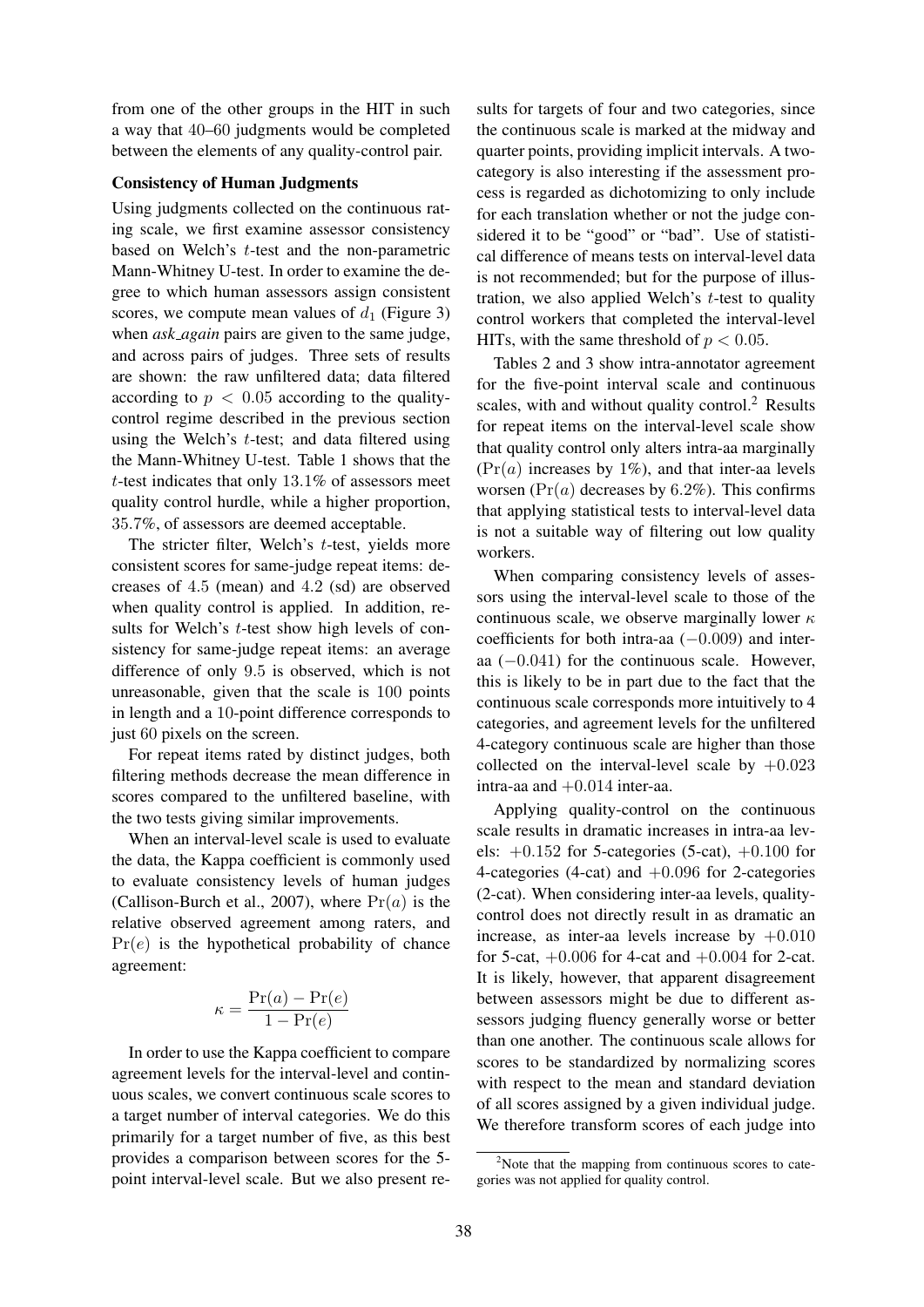from one of the other groups in the HIT in such a way that 40–60 judgments would be completed between the elements of any quality-control pair.

**Consistency of Human Judgments**

Using judgments collected on the continuous rating scale, we first examine assessor consistency based on Welch's $t$-test and the non-parametric Mann-Whitney U-test. In order to examine the degree to which human assessors assign consistent scores, we compute mean values of $d_1$ (Figure 3) when *ask_again* pairs are given to the same judge, and across pairs of judges. Three sets of results are shown: the raw unfiltered data; data filtered according to $p < 0.05$ according to the quality-control regime described in the previous section using the Welch's $t$-test; and data filtered using the Mann-Whitney U-test. Table 1 shows that the $t$-test indicates that only 13.1% of assessors meet quality control hurdle, while a higher proportion, 35.7%, of assessors are deemed acceptable.

The stricter filter, Welch's $t$-test, yields more consistent scores for same-judge repeat items: decreases of 4.5 (mean) and 4.2 (sd) are observed when quality control is applied. In addition, results for Welch's $t$-test show high levels of consistency for same-judge repeat items: an average difference of only 9.5 is observed, which is not unreasonable, given that the scale is 100 points in length and a 10-point difference corresponds to just 60 pixels on the screen.

For repeat items rated by distinct judges, both filtering methods decrease the mean difference in scores compared to the unfiltered baseline, with the two tests giving similar improvements.

When an interval-level scale is used to evaluate the data, the Kappa coefficient is commonly used to evaluate consistency levels of human judges (Callison-Burch et al., 2007), where $\Pr(a)$ is the relative observed agreement among raters, and $\Pr(e)$ is the hypothetical probability of chance agreement:

$$\kappa = \frac{\Pr(a) - \Pr(e)}{1 - \Pr(e)}$$

In order to use the Kappa coefficient to compare agreement levels for the interval-level and continuous scales, we convert continuous scale scores to a target number of interval categories. We do this primarily for a target number of five, as this best provides a comparison between scores for the 5-point interval-level scale. But we also present results for targets of four and two categories, since the continuous scale is marked at the midway and quarter points, providing implicit intervals. A two-category is also interesting if the assessment process is regarded as dichotomizing to only include for each translation whether or not the judge considered it to be "good" or "bad". Use of statistical difference of means tests on interval-level data is not recommended; but for the purpose of illustration, we also applied Welch's $t$-test to quality control workers that completed the interval-level HITs, with the same threshold of $p < 0.05$.

Tables 2 and 3 show intra-annotator agreement for the five-point interval scale and continuous scales, with and without quality control.[2] Results for repeat items on the interval-level scale show that quality control only alters intra-aa marginally ($\Pr(a)$ increases by 1%), and that inter-aa levels worsen ($\Pr(a)$ decreases by 6.2%). This confirms that applying statistical tests to interval-level data is not a suitable way of filtering out low quality workers.

When comparing consistency levels of assessors using the interval-level scale to those of the continuous scale, we observe marginally lower $\kappa$ coefficients for both intra-aa ($-0.009$) and inter-aa ($-0.041$) for the continuous scale. However, this is likely to be in part due to the fact that the continuous scale corresponds more intuitively to 4 categories, and agreement levels for the unfiltered 4-category continuous scale are higher than those collected on the interval-level scale by $+0.023$ intra-aa and $+0.014$ inter-aa.

Applying quality-control on the continuous scale results in dramatic increases in intra-aa levels: $+0.152$ for 5-categories (5-cat), $+0.100$ for 4-categories (4-cat) and $+0.096$ for 2-categories (2-cat). When considering inter-aa levels, quality-control does not directly result in as dramatic an increase, as inter-aa levels increase by $+0.010$ for 5-cat, $+0.006$ for 4-cat and $+0.004$ for 2-cat. It is likely, however, that apparent disagreement between assessors might be due to different assessors judging fluency generally worse or better than one another. The continuous scale allows for scores to be standardized by normalizing scores with respect to the mean and standard deviation of all scores assigned by a given individual judge. We therefore transform scores of each judge into

[2] Note that the mapping from continuous scores to categories was not applied for quality control.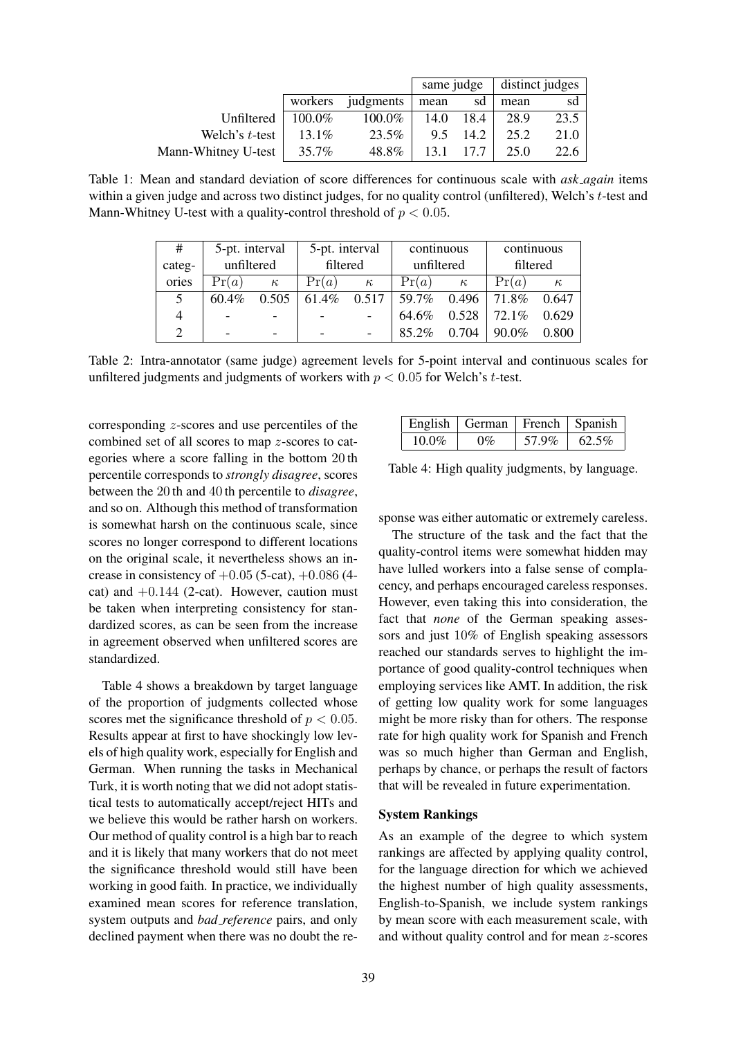| | workers | judgments | same judge mean | same judge sd | distinct judges mean | distinct judges sd |
|---|---|---|---|---|---|---|
| Unfiltered | 100.0% | 100.0% | 14.0 | 18.4 | 28.9 | 23.5 |
| Welch's $t$-test | 13.1% | 23.5% | 9.5 | 14.2 | 25.2 | 21.0 |
| Mann-Whitney U-test | 35.7% | 48.8% | 13.1 | 17.7 | 25.0 | 22.6 |

Table 1: Mean and standard deviation of score differences for continuous scale with *ask_again* items within a given judge and across two distinct judges, for no quality control (unfiltered), Welch's $t$-test and Mann-Whitney U-test with a quality-control threshold of $p < 0.05$.

| # categories | 5-pt. interval unfiltered | | 5-pt. interval filtered | | continuous unfiltered | | continuous filtered | |
|---|---|---|---|---|---|---|---|---|
| | $\Pr(a)$ | $\kappa$ | $\Pr(a)$ | $\kappa$ | $\Pr(a)$ | $\kappa$ | $\Pr(a)$ | $\kappa$ |
| 5 | 60.4% | 0.505 | 61.4% | 0.517 | 59.7% | 0.496 | 71.8% | 0.647 |
| 4 | - | - | - | - | 64.6% | 0.528 | 72.1% | 0.629 |
| 2 | - | - | - | - | 85.2% | 0.704 | 90.0% | 0.800 |

Table 2: Intra-annotator (same judge) agreement levels for 5-point interval and continuous scales for unfiltered judgments and judgments of workers with $p < 0.05$ for Welch's $t$-test.

corresponding $z$-scores and use percentiles of the combined set of all scores to map $z$-scores to categories where a score falling in the bottom 20 th percentile corresponds to *strongly disagree*, scores between the 20 th and 40 th percentile to *disagree*, and so on. Although this method of transformation is somewhat harsh on the continuous scale, since scores no longer correspond to different locations on the original scale, it nevertheless shows an increase in consistency of $+0.05$ (5-cat), $+0.086$ (4-cat) and $+0.144$ (2-cat). However, caution must be taken when interpreting consistency for standardized scores, as can be seen from the increase in agreement observed when unfiltered scores are standardized.

Table 4 shows a breakdown by target language of the proportion of judgments collected whose scores met the significance threshold of $p < 0.05$. Results appear at first to have shockingly low levels of high quality work, especially for English and German. When running the tasks in Mechanical Turk, it is worth noting that we did not adopt statistical tests to automatically accept/reject HITs and we believe this would be rather harsh on workers. Our method of quality control is a high bar to reach and it is likely that many workers that do not meet the significance threshold would still have been working in good faith. In practice, we individually examined mean scores for reference translation, system outputs and *bad_reference* pairs, and only declined payment when there was no doubt the response was either automatic or extremely careless.

| English | German | French | Spanish |
|---|---|---|---|
| 10.0% | 0% | 57.9% | 62.5% |

Table 4: High quality judgments, by language.

The structure of the task and the fact that the quality-control items were somewhat hidden may have lulled workers into a false sense of complacency, and perhaps encouraged careless responses. However, even taking this into consideration, the fact that *none* of the German speaking assessors and just 10% of English speaking assessors reached our standards serves to highlight the importance of good quality-control techniques when employing services like AMT. In addition, the risk of getting low quality work for some languages might be more risky than for others. The response rate for high quality work for Spanish and French was so much higher than German and English, perhaps by chance, or perhaps the result of factors that will be revealed in future experimentation.

**System Rankings**

As an example of the degree to which system rankings are affected by applying quality control, for the language direction for which we achieved the highest number of high quality assessments, English-to-Spanish, we include system rankings by mean score with each measurement scale, with and without quality control and for mean $z$-scores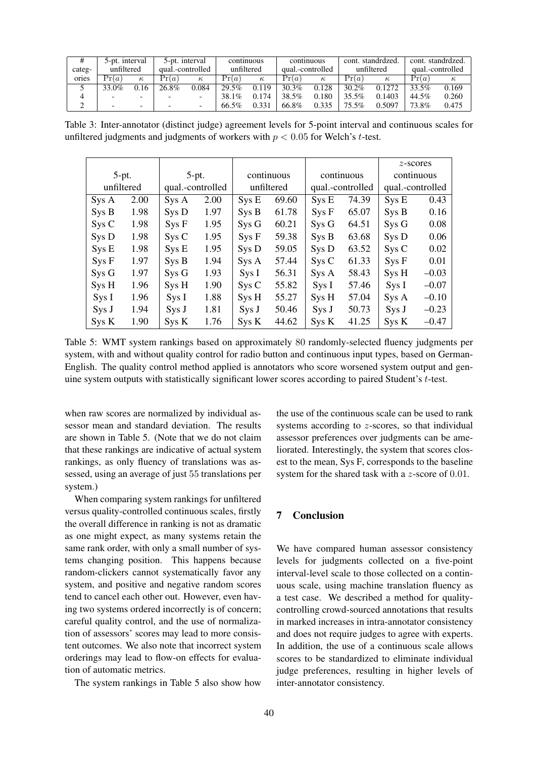| # categ-ories | 5-pt. interval unfiltered | | 5-pt. interval qual.-controlled | | continuous unfiltered | | continuous qual.-controlled | | cont. standrdzed. unfiltered | | cont. standrdzed. qual.-controlled | |
|---|---|---|---|---|---|---|---|---|---|---|---|---|
| | $\Pr(a)$ | $\kappa$ | $\Pr(a)$ | $\kappa$ | $\Pr(a)$ | $\kappa$ | $\Pr(a)$ | $\kappa$ | $\Pr(a)$ | $\kappa$ | $\Pr(a)$ | $\kappa$ |
| 5 | 33.0% | 0.16 | 26.8% | 0.084 | 29.5% | 0.119 | 30.3% | 0.128 | 30.2% | 0.1272 | 33.5% | 0.169 |
| 4 | - | - | - | - | 38.1% | 0.174 | 38.5% | 0.180 | 35.5% | 0.1403 | 44.5% | 0.260 |
| 2 | - | - | - | - | 66.5% | 0.331 | 66.8% | 0.335 | 75.5% | 0.5097 | 73.8% | 0.475 |

Table 3: Inter-annotator (distinct judge) agreement levels for 5-point interval and continuous scales for unfiltered judgments and judgments of workers with $p < 0.05$ for Welch's $t$-test.

| 5-pt. unfiltered | | 5-pt. qual.-controlled | | continuous unfiltered | | continuous qual.-controlled | | $z$-scores continuous qual.-controlled | |
|---|---|---|---|---|---|---|---|---|---|
| Sys A | 2.00 | Sys A | 2.00 | Sys E | 69.60 | Sys E | 74.39 | Sys E | 0.43 |
| Sys B | 1.98 | Sys D | 1.97 | Sys B | 61.78 | Sys F | 65.07 | Sys B | 0.16 |
| Sys C | 1.98 | Sys F | 1.95 | Sys G | 60.21 | Sys G | 64.51 | Sys G | 0.08 |
| Sys D | 1.98 | Sys C | 1.95 | Sys F | 59.38 | Sys B | 63.68 | Sys D | 0.06 |
| Sys E | 1.98 | Sys E | 1.95 | Sys D | 59.05 | Sys D | 63.52 | Sys C | 0.02 |
| Sys F | 1.97 | Sys B | 1.94 | Sys A | 57.44 | Sys C | 61.33 | Sys F | 0.01 |
| Sys G | 1.97 | Sys G | 1.93 | Sys I | 56.31 | Sys A | 58.43 | Sys H | −0.03 |
| Sys H | 1.96 | Sys H | 1.90 | Sys C | 55.82 | Sys I | 57.46 | Sys I | −0.07 |
| Sys I | 1.96 | Sys I | 1.88 | Sys H | 55.27 | Sys H | 57.04 | Sys A | −0.10 |
| Sys J | 1.94 | Sys J | 1.81 | Sys J | 50.46 | Sys J | 50.73 | Sys J | −0.23 |
| Sys K | 1.90 | Sys K | 1.76 | Sys K | 44.62 | Sys K | 41.25 | Sys K | −0.47 |

Table 5: WMT system rankings based on approximately 80 randomly-selected fluency judgments per system, with and without quality control for radio button and continuous input types, based on German-English. The quality control method applied is annotators who score worsened system output and genuine system outputs with statistically significant lower scores according to paired Student's $t$-test.

when raw scores are normalized by individual assessor mean and standard deviation. The results are shown in Table 5. (Note that we do not claim that these rankings are indicative of actual system rankings, as only fluency of translations was assessed, using an average of just 55 translations per system.)

When comparing system rankings for unfiltered versus quality-controlled continuous scales, firstly the overall difference in ranking is not as dramatic as one might expect, as many systems retain the same rank order, with only a small number of systems changing position. This happens because random-clickers cannot systematically favor any system, and positive and negative random scores tend to cancel each other out. However, even having two systems ordered incorrectly is of concern; careful quality control, and the use of normalization of assessors' scores may lead to more consistent outcomes. We also note that incorrect system orderings may lead to flow-on effects for evaluation of automatic metrics.

The system rankings in Table 5 also show how the use of the continuous scale can be used to rank systems according to $z$-scores, so that individual assessor preferences over judgments can be ameliorated. Interestingly, the system that scores closest to the mean, Sys F, corresponds to the baseline system for the shared task with a $z$-score of 0.01.

## 7 Conclusion

We have compared human assessor consistency levels for judgments collected on a five-point interval-level scale to those collected on a continuous scale, using machine translation fluency as a test case. We described a method for quality-controlling crowd-sourced annotations that results in marked increases in intra-annotator consistency and does not require judges to agree with experts. In addition, the use of a continuous scale allows scores to be standardized to eliminate individual judge preferences, resulting in higher levels of inter-annotator consistency.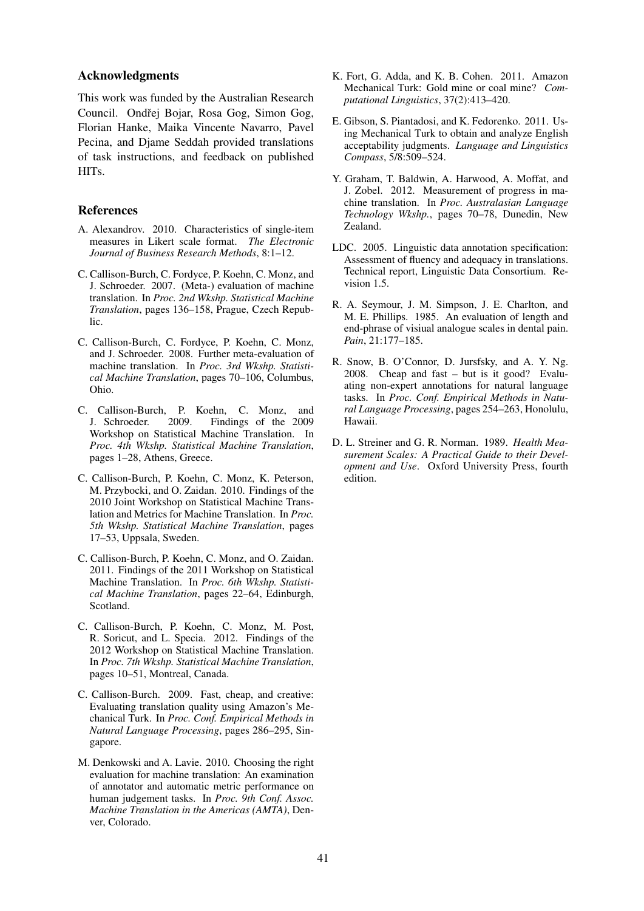## Acknowledgments

This work was funded by the Australian Research Council. Ondřej Bojar, Rosa Gog, Simon Gog, Florian Hanke, Maika Vincente Navarro, Pavel Pecina, and Djame Seddah provided translations of task instructions, and feedback on published HITs.

## References

A. Alexandrov. 2010. Characteristics of single-item measures in Likert scale format. *The Electronic Journal of Business Research Methods*, 8:1–12.

C. Callison-Burch, C. Fordyce, P. Koehn, C. Monz, and J. Schroeder. 2007. (Meta-) evaluation of machine translation. In *Proc. 2nd Wkshp. Statistical Machine Translation*, pages 136–158, Prague, Czech Republic.

C. Callison-Burch, C. Fordyce, P. Koehn, C. Monz, and J. Schroeder. 2008. Further meta-evaluation of machine translation. In *Proc. 3rd Wkshp. Statistical Machine Translation*, pages 70–106, Columbus, Ohio.

C. Callison-Burch, P. Koehn, C. Monz, and J. Schroeder. 2009. Findings of the 2009 Workshop on Statistical Machine Translation. In *Proc. 4th Wkshp. Statistical Machine Translation*, pages 1–28, Athens, Greece.

C. Callison-Burch, P. Koehn, C. Monz, K. Peterson, M. Przybocki, and O. Zaidan. 2010. Findings of the 2010 Joint Workshop on Statistical Machine Translation and Metrics for Machine Translation. In *Proc. 5th Wkshp. Statistical Machine Translation*, pages 17–53, Uppsala, Sweden.

C. Callison-Burch, P. Koehn, C. Monz, and O. Zaidan. 2011. Findings of the 2011 Workshop on Statistical Machine Translation. In *Proc. 6th Wkshp. Statistical Machine Translation*, pages 22–64, Edinburgh, Scotland.

C. Callison-Burch, P. Koehn, C. Monz, M. Post, R. Soricut, and L. Specia. 2012. Findings of the 2012 Workshop on Statistical Machine Translation. In *Proc. 7th Wkshp. Statistical Machine Translation*, pages 10–51, Montreal, Canada.

C. Callison-Burch. 2009. Fast, cheap, and creative: Evaluating translation quality using Amazon's Mechanical Turk. In *Proc. Conf. Empirical Methods in Natural Language Processing*, pages 286–295, Singapore.

M. Denkowski and A. Lavie. 2010. Choosing the right evaluation for machine translation: An examination of annotator and automatic metric performance on human judgement tasks. In *Proc. 9th Conf. Assoc. Machine Translation in the Americas (AMTA)*, Denver, Colorado.

K. Fort, G. Adda, and K. B. Cohen. 2011. Amazon Mechanical Turk: Gold mine or coal mine? *Computational Linguistics*, 37(2):413–420.

E. Gibson, S. Piantadosi, and K. Fedorenko. 2011. Using Mechanical Turk to obtain and analyze English acceptability judgments. *Language and Linguistics Compass*, 5/8:509–524.

Y. Graham, T. Baldwin, A. Harwood, A. Moffat, and J. Zobel. 2012. Measurement of progress in machine translation. In *Proc. Australasian Language Technology Wkshp.*, pages 70–78, Dunedin, New Zealand.

LDC. 2005. Linguistic data annotation specification: Assessment of fluency and adequacy in translations. Technical report, Linguistic Data Consortium. Revision 1.5.

R. A. Seymour, J. M. Simpson, J. E. Charlton, and M. E. Phillips. 1985. An evaluation of length and end-phrase of visiual analogue scales in dental pain. *Pain*, 21:177–185.

R. Snow, B. O'Connor, D. Jursfsky, and A. Y. Ng. 2008. Cheap and fast – but is it good? Evaluating non-expert annotations for natural language tasks. In *Proc. Conf. Empirical Methods in Natural Language Processing*, pages 254–263, Honolulu, Hawaii.

D. L. Streiner and G. R. Norman. 1989. *Health Measurement Scales: A Practical Guide to their Development and Use*. Oxford University Press, fourth edition.